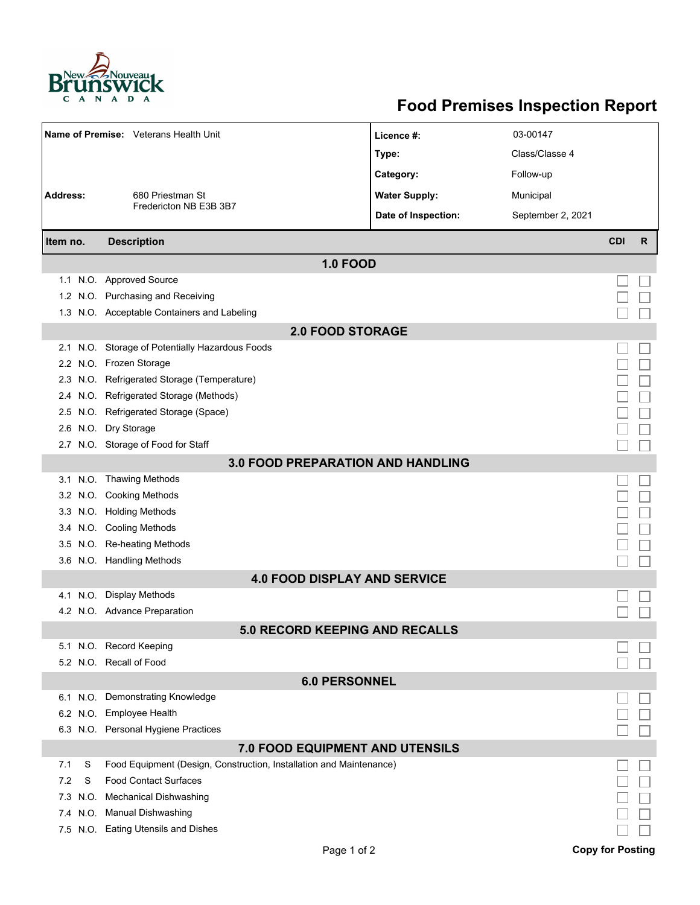# Food Premises Inspection Report

| | | | |
|---|---|---|---|
| **Name of Premise:** | Veterans Health Unit | **Licence #:** | 03-00147 |
| | | **Type:** | Class/Classe 4 |
| | | **Category:** | Follow-up |
| **Address:** | 680 Priestman St Fredericton NB E3B 3B7 | **Water Supply:** | Municipal |
| | | **Date of Inspection:** | September 2, 2021 |

| Item no. | | Description | CDI | R |
|---|---|---|---|---|
| **1.0 FOOD** | | | | |
| 1.1 | N.O. | Approved Source | ☐ | ☐ |
| 1.2 | N.O. | Purchasing and Receiving | ☐ | ☐ |
| 1.3 | N.O. | Acceptable Containers and Labeling | ☐ | ☐ |
| **2.0 FOOD STORAGE** | | | | |
| 2.1 | N.O. | Storage of Potentially Hazardous Foods | ☐ | ☐ |
| 2.2 | N.O. | Frozen Storage | ☐ | ☐ |
| 2.3 | N.O. | Refrigerated Storage (Temperature) | ☐ | ☐ |
| 2.4 | N.O. | Refrigerated Storage (Methods) | ☐ | ☐ |
| 2.5 | N.O. | Refrigerated Storage (Space) | ☐ | ☐ |
| 2.6 | N.O. | Dry Storage | ☐ | ☐ |
| 2.7 | N.O. | Storage of Food for Staff | ☐ | ☐ |
| **3.0 FOOD PREPARATION AND HANDLING** | | | | |
| 3.1 | N.O. | Thawing Methods | ☐ | ☐ |
| 3.2 | N.O. | Cooking Methods | ☐ | ☐ |
| 3.3 | N.O. | Holding Methods | ☐ | ☐ |
| 3.4 | N.O. | Cooling Methods | ☐ | ☐ |
| 3.5 | N.O. | Re-heating Methods | ☐ | ☐ |
| 3.6 | N.O. | Handling Methods | ☐ | ☐ |
| **4.0 FOOD DISPLAY AND SERVICE** | | | | |
| 4.1 | N.O. | Display Methods | ☐ | ☐ |
| 4.2 | N.O. | Advance Preparation | ☐ | ☐ |
| **5.0 RECORD KEEPING AND RECALLS** | | | | |
| 5.1 | N.O. | Record Keeping | ☐ | ☐ |
| 5.2 | N.O. | Recall of Food | ☐ | ☐ |
| **6.0 PERSONNEL** | | | | |
| 6.1 | N.O. | Demonstrating Knowledge | ☐ | ☐ |
| 6.2 | N.O. | Employee Health | ☐ | ☐ |
| 6.3 | N.O. | Personal Hygiene Practices | ☐ | ☐ |
| **7.0 FOOD EQUIPMENT AND UTENSILS** | | | | |
| 7.1 | S | Food Equipment (Design, Construction, Installation and Maintenance) | ☐ | ☐ |
| 7.2 | S | Food Contact Surfaces | ☐ | ☐ |
| 7.3 | N.O. | Mechanical Dishwashing | ☐ | ☐ |
| 7.4 | N.O. | Manual Dishwashing | ☐ | ☐ |
| 7.5 | N.O. | Eating Utensils and Dishes | ☐ | ☐ |

**Copy for Posting**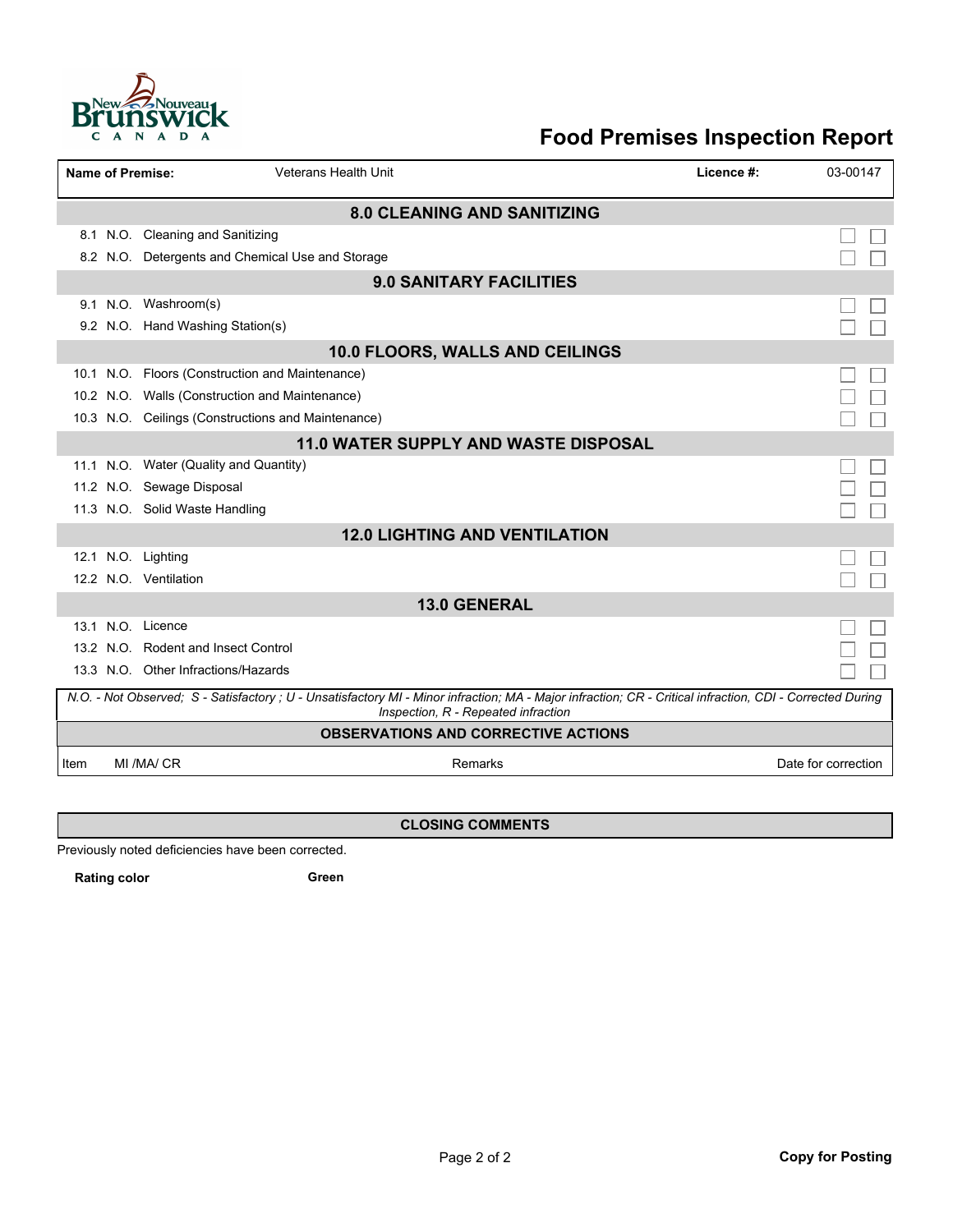# Food Premises Inspection Report

| **Name of Premise:** | Veterans Health Unit | **Licence #:** | 03-00147 |
|---|---|---|---|

## 8.0 CLEANING AND SANITIZING

| | | | | |
|---|---|---|---|---|
| 8.1 | N.O. | Cleaning and Sanitizing | ☐ | ☐ |
| 8.2 | N.O. | Detergents and Chemical Use and Storage | ☐ | ☐ |

## 9.0 SANITARY FACILITIES

| | | | | |
|---|---|---|---|---|
| 9.1 | N.O. | Washroom(s) | ☐ | ☐ |
| 9.2 | N.O. | Hand Washing Station(s) | ☐ | ☐ |

## 10.0 FLOORS, WALLS AND CEILINGS

| | | | | |
|---|---|---|---|---|
| 10.1 | N.O. | Floors (Construction and Maintenance) | ☐ | ☐ |
| 10.2 | N.O. | Walls (Construction and Maintenance) | ☐ | ☐ |
| 10.3 | N.O. | Ceilings (Constructions and Maintenance) | ☐ | ☐ |

## 11.0 WATER SUPPLY AND WASTE DISPOSAL

| | | | | |
|---|---|---|---|---|
| 11.1 | N.O. | Water (Quality and Quantity) | ☐ | ☐ |
| 11.2 | N.O. | Sewage Disposal | ☐ | ☐ |
| 11.3 | N.O. | Solid Waste Handling | ☐ | ☐ |

## 12.0 LIGHTING AND VENTILATION

| | | | | |
|---|---|---|---|---|
| 12.1 | N.O. | Lighting | ☐ | ☐ |
| 12.2 | N.O. | Ventilation | ☐ | ☐ |

## 13.0 GENERAL

| | | | | |
|---|---|---|---|---|
| 13.1 | N.O. | Licence | ☐ | ☐ |
| 13.2 | N.O. | Rodent and Insect Control | ☐ | ☐ |
| 13.3 | N.O. | Other Infractions/Hazards | ☐ | ☐ |

*N.O. - Not Observed; S - Satisfactory ; U - Unsatisfactory MI - Minor infraction; MA - Major infraction; CR - Critical infraction, CDI - Corrected During Inspection, R - Repeated infraction*

## OBSERVATIONS AND CORRECTIVE ACTIONS

| Item | MI /MA/ CR | Remarks | Date for correction |
|---|---|---|---|

## CLOSING COMMENTS

Previously noted deficiencies have been corrected.

**Rating color** **Green**

**Copy for Posting**